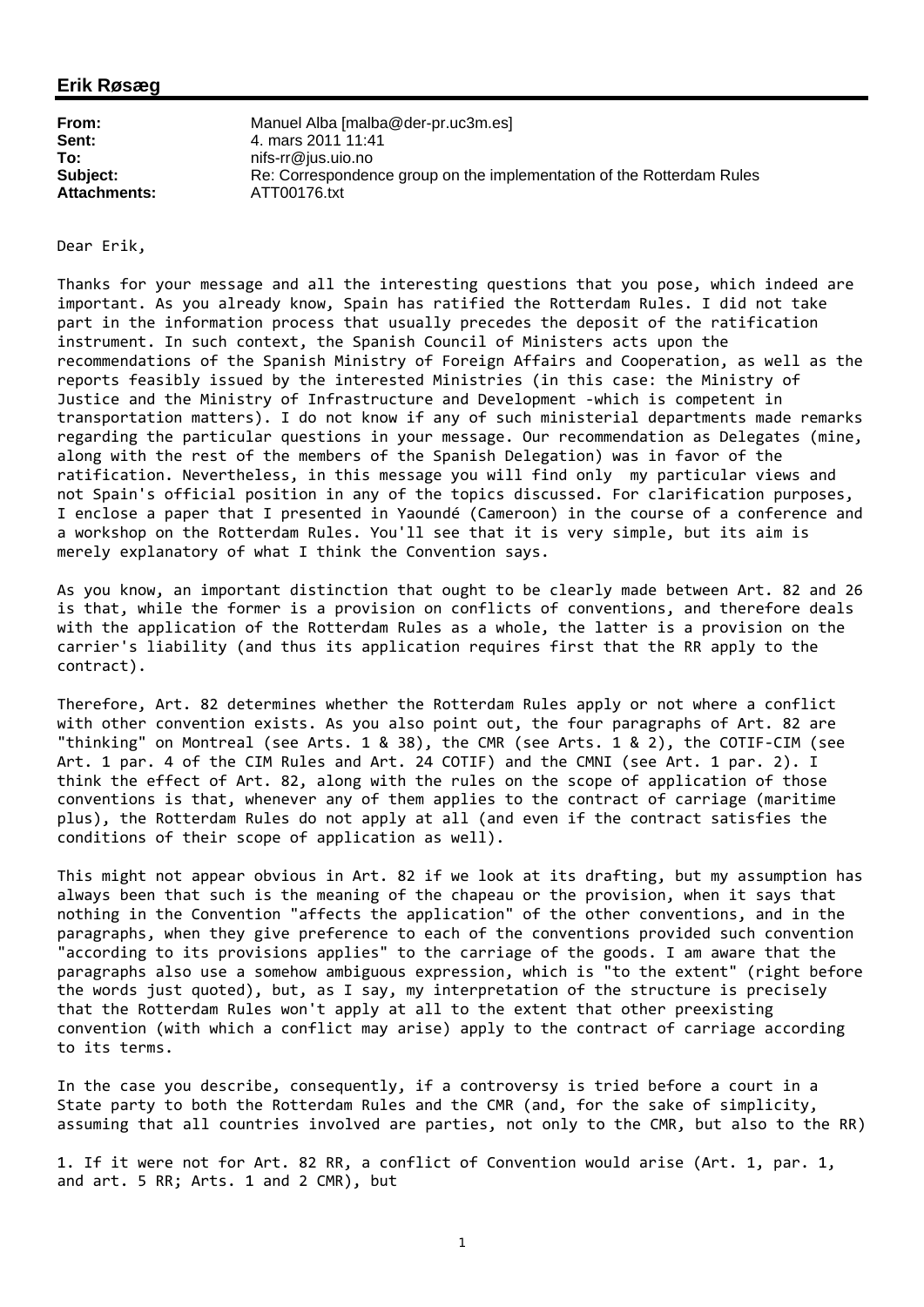## Erik Røsæg

| | |
|---|---|
| **From:** | Manuel Alba [malba@der-pr.uc3m.es] |
| **Sent:** | 4. mars 2011 11:41 |
| **To:** | nifs-rr@jus.uio.no |
| **Subject:** | Re: Correspondence group on the implementation of the Rotterdam Rules |
| **Attachments:** | ATT00176.txt |

Dear Erik,

Thanks for your message and all the interesting questions that you pose, which indeed are important. As you already know, Spain has ratified the Rotterdam Rules. I did not take part in the information process that usually precedes the deposit of the ratification instrument. In such context, the Spanish Council of Ministers acts upon the recommendations of the Spanish Ministry of Foreign Affairs and Cooperation, as well as the reports feasibly issued by the interested Ministries (in this case: the Ministry of Justice and the Ministry of Infrastructure and Development -which is competent in transportation matters). I do not know if any of such ministerial departments made remarks regarding the particular questions in your message. Our recommendation as Delegates (mine, along with the rest of the members of the Spanish Delegation) was in favor of the ratification. Nevertheless, in this message you will find only my particular views and not Spain's official position in any of the topics discussed. For clarification purposes, I enclose a paper that I presented in Yaoundé (Cameroon) in the course of a conference and a workshop on the Rotterdam Rules. You'll see that it is very simple, but its aim is merely explanatory of what I think the Convention says.

As you know, an important distinction that ought to be clearly made between Art. 82 and 26 is that, while the former is a provision on conflicts of conventions, and therefore deals with the application of the Rotterdam Rules as a whole, the latter is a provision on the carrier's liability (and thus its application requires first that the RR apply to the contract).

Therefore, Art. 82 determines whether the Rotterdam Rules apply or not where a conflict with other convention exists. As you also point out, the four paragraphs of Art. 82 are "thinking" on Montreal (see Arts. 1 & 38), the CMR (see Arts. 1 & 2), the COTIF-CIM (see Art. 1 par. 4 of the CIM Rules and Art. 24 COTIF) and the CMNI (see Art. 1 par. 2). I think the effect of Art. 82, along with the rules on the scope of application of those conventions is that, whenever any of them applies to the contract of carriage (maritime plus), the Rotterdam Rules do not apply at all (and even if the contract satisfies the conditions of their scope of application as well).

This might not appear obvious in Art. 82 if we look at its drafting, but my assumption has always been that such is the meaning of the chapeau or the provision, when it says that nothing in the Convention "affects the application" of the other conventions, and in the paragraphs, when they give preference to each of the conventions provided such convention "according to its provisions applies" to the carriage of the goods. I am aware that the paragraphs also use a somehow ambiguous expression, which is "to the extent" (right before the words just quoted), but, as I say, my interpretation of the structure is precisely that the Rotterdam Rules won't apply at all to the extent that other preexisting convention (with which a conflict may arise) apply to the contract of carriage according to its terms.

In the case you describe, consequently, if a controversy is tried before a court in a State party to both the Rotterdam Rules and the CMR (and, for the sake of simplicity, assuming that all countries involved are parties, not only to the CMR, but also to the RR)

1. If it were not for Art. 82 RR, a conflict of Convention would arise (Art. 1, par. 1, and art. 5 RR; Arts. 1 and 2 CMR), but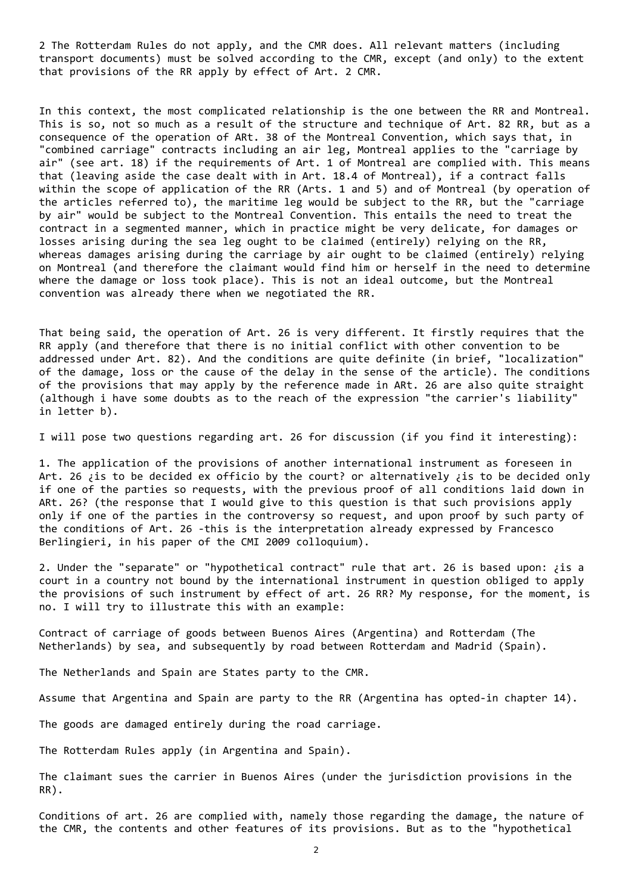2 The Rotterdam Rules do not apply, and the CMR does. All relevant matters (including transport documents) must be solved according to the CMR, except (and only) to the extent that provisions of the RR apply by effect of Art. 2 CMR.

In this context, the most complicated relationship is the one between the RR and Montreal. This is so, not so much as a result of the structure and technique of Art. 82 RR, but as a consequence of the operation of ARt. 38 of the Montreal Convention, which says that, in "combined carriage" contracts including an air leg, Montreal applies to the "carriage by air" (see art. 18) if the requirements of Art. 1 of Montreal are complied with. This means that (leaving aside the case dealt with in Art. 18.4 of Montreal), if a contract falls within the scope of application of the RR (Arts. 1 and 5) and of Montreal (by operation of the articles referred to), the maritime leg would be subject to the RR, but the "carriage by air" would be subject to the Montreal Convention. This entails the need to treat the contract in a segmented manner, which in practice might be very delicate, for damages or losses arising during the sea leg ought to be claimed (entirely) relying on the RR, whereas damages arising during the carriage by air ought to be claimed (entirely) relying on Montreal (and therefore the claimant would find him or herself in the need to determine where the damage or loss took place). This is not an ideal outcome, but the Montreal convention was already there when we negotiated the RR.

That being said, the operation of Art. 26 is very different. It firstly requires that the RR apply (and therefore that there is no initial conflict with other convention to be addressed under Art. 82). And the conditions are quite definite (in brief, "localization" of the damage, loss or the cause of the delay in the sense of the article). The conditions of the provisions that may apply by the reference made in ARt. 26 are also quite straight (although i have some doubts as to the reach of the expression "the carrier's liability" in letter b).

I will pose two questions regarding art. 26 for discussion (if you find it interesting):

1. The application of the provisions of another international instrument as foreseen in Art. 26 ¿is to be decided ex officio by the court? or alternatively ¿is to be decided only if one of the parties so requests, with the previous proof of all conditions laid down in ARt. 26? (the response that I would give to this question is that such provisions apply only if one of the parties in the controversy so request, and upon proof by such party of the conditions of Art. 26 -this is the interpretation already expressed by Francesco Berlingieri, in his paper of the CMI 2009 colloquium).

2. Under the "separate" or "hypothetical contract" rule that art. 26 is based upon: ¿is a court in a country not bound by the international instrument in question obliged to apply the provisions of such instrument by effect of art. 26 RR? My response, for the moment, is no. I will try to illustrate this with an example:

Contract of carriage of goods between Buenos Aires (Argentina) and Rotterdam (The Netherlands) by sea, and subsequently by road between Rotterdam and Madrid (Spain).

The Netherlands and Spain are States party to the CMR.

Assume that Argentina and Spain are party to the RR (Argentina has opted-in chapter 14).

The goods are damaged entirely during the road carriage.

The Rotterdam Rules apply (in Argentina and Spain).

The claimant sues the carrier in Buenos Aires (under the jurisdiction provisions in the RR).

Conditions of art. 26 are complied with, namely those regarding the damage, the nature of the CMR, the contents and other features of its provisions. But as to the "hypothetical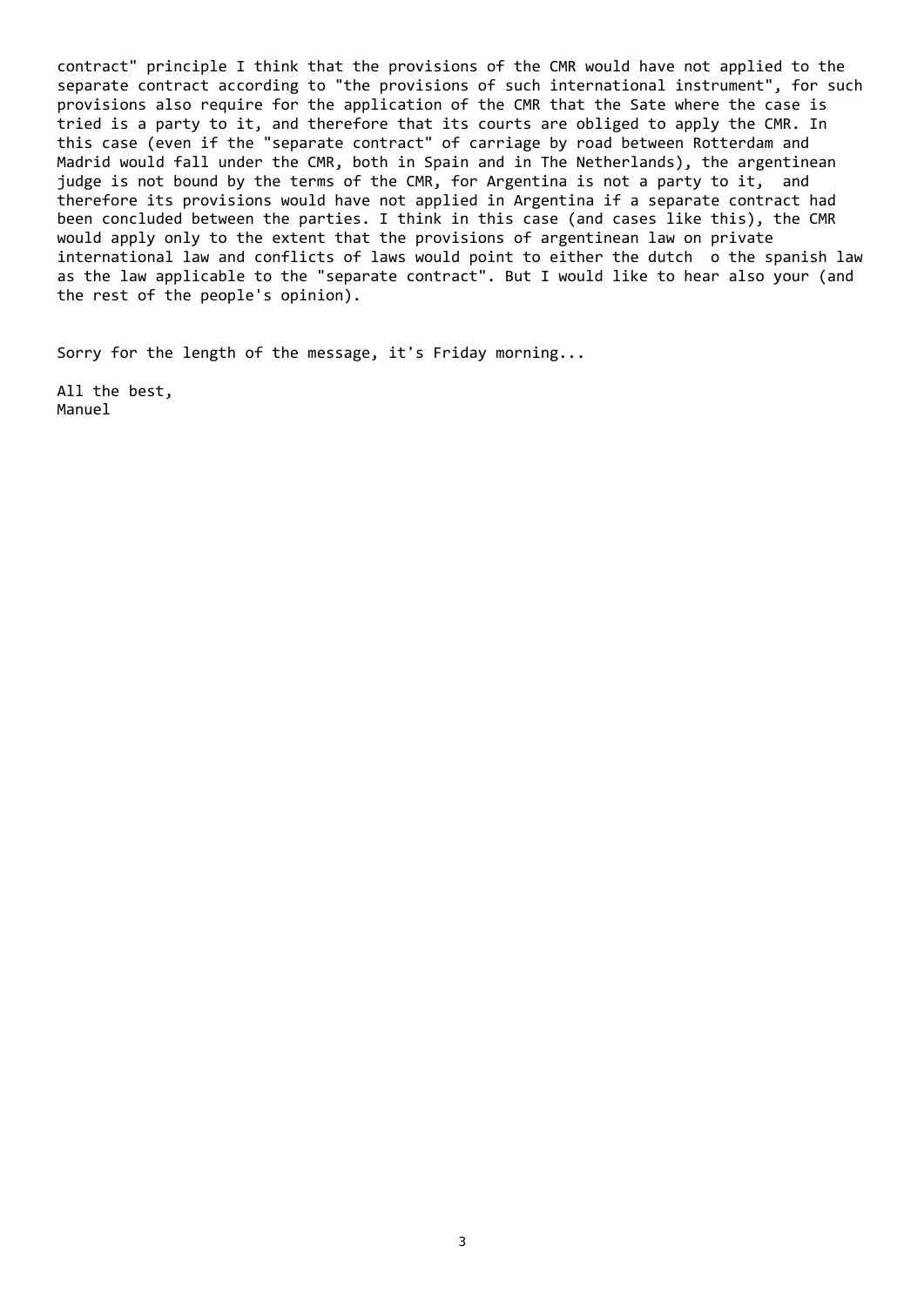contract" principle I think that the provisions of the CMR would have not applied to the separate contract according to "the provisions of such international instrument", for such provisions also require for the application of the CMR that the Sate where the case is tried is a party to it, and therefore that its courts are obliged to apply the CMR. In this case (even if the "separate contract" of carriage by road between Rotterdam and Madrid would fall under the CMR, both in Spain and in The Netherlands), the argentinean judge is not bound by the terms of the CMR, for Argentina is not a party to it, and therefore its provisions would have not applied in Argentina if a separate contract had been concluded between the parties. I think in this case (and cases like this), the CMR would apply only to the extent that the provisions of argentinean law on private international law and conflicts of laws would point to either the dutch o the spanish law as the law applicable to the "separate contract". But I would like to hear also your (and the rest of the people's opinion).

Sorry for the length of the message, it's Friday morning...

All the best,
Manuel